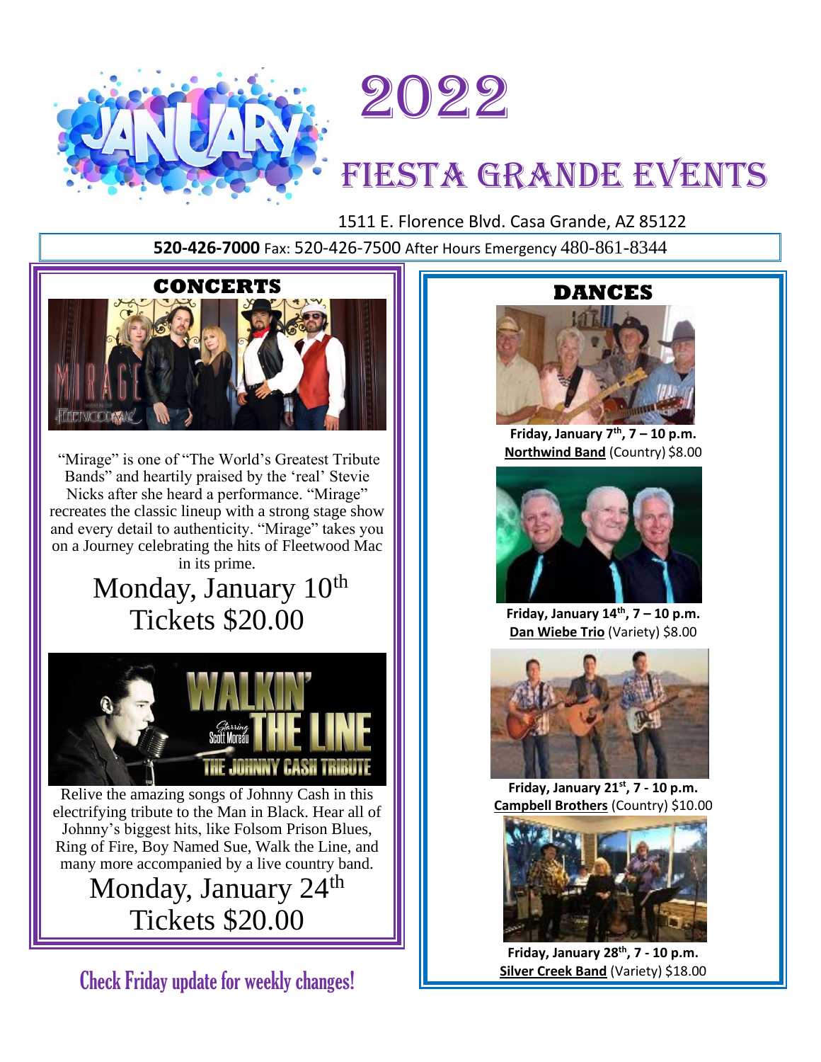# January 2022

# Fiesta Grande Events

1511 E. Florence Blvd. Casa Grande, AZ 85122

**520-426-7000** Fax: 520-426-7500 After Hours Emergency 480-861-8344

## CONCERTS

"Mirage" is one of "The World's Greatest Tribute Bands" and heartily praised by the 'real' Stevie Nicks after she heard a performance. "Mirage" recreates the classic lineup with a strong stage show and every detail to authenticity. "Mirage" takes you on a Journey celebrating the hits of Fleetwood Mac in its prime.

Monday, January 10th
Tickets $20.00

Relive the amazing songs of Johnny Cash in this electrifying tribute to the Man in Black. Hear all of Johnny's biggest hits, like Folsom Prison Blues, Ring of Fire, Boy Named Sue, Walk the Line, and many more accompanied by a live country band.

Monday, January 24th
Tickets $20.00

Check Friday update for weekly changes!

## DANCES

**Friday, January 7th, 7 – 10 p.m.**
**Northwind Band** (Country) $8.00

**Friday, January 14th, 7 – 10 p.m.**
**Dan Wiebe Trio** (Variety) $8.00

**Friday, January 21st, 7 - 10 p.m.**
**Campbell Brothers** (Country) $10.00

**Friday, January 28th, 7 - 10 p.m.**
**Silver Creek Band** (Variety) $18.00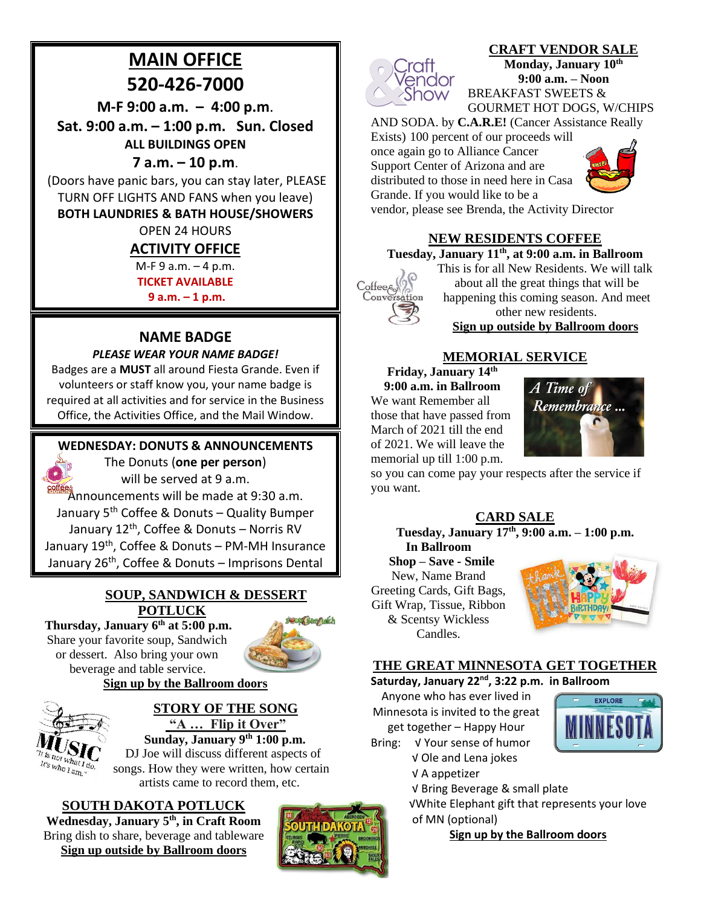# MAIN OFFICE

## 520-426-7000

**M-F 9:00 a.m. – 4:00 p.m.**

**Sat. 9:00 a.m. – 1:00 p.m. Sun. Closed**

**ALL BUILDINGS OPEN**

**7 a.m. – 10 p.m.**

(Doors have panic bars, you can stay later, PLEASE TURN OFF LIGHTS AND FANS when you leave)

**BOTH LAUNDRIES & BATH HOUSE/SHOWERS**

OPEN 24 HOURS

## ACTIVITY OFFICE

M-F 9 a.m. – 4 p.m.

**TICKET AVAILABLE**

**9 a.m. – 1 p.m.**

## NAME BADGE

***PLEASE WEAR YOUR NAME BADGE!***

Badges are a **MUST** all around Fiesta Grande. Even if volunteers or staff know you, your name badge is required at all activities and for service in the Business Office, the Activities Office, and the Mail Window.

## WEDNESDAY: DONUTS & ANNOUNCEMENTS

The Donuts (**one per person**) will be served at 9 a.m.

Announcements will be made at 9:30 a.m.

January 5th Coffee & Donuts – Quality Bumper

January 12th, Coffee & Donuts – Norris RV

January 19th, Coffee & Donuts – PM-MH Insurance

January 26th, Coffee & Donuts – Imprisons Dental

## SOUP, SANDWICH & DESSERT POTLUCK

**Thursday, January 6th at 5:00 p.m.**

Share your favorite soup, Sandwich or dessert. Also bring your own beverage and table service.

**Sign up by the Ballroom doors**

## STORY OF THE SONG

**"A … Flip it Over"**

**Sunday, January 9th 1:00 p.m.**

DJ Joe will discuss different aspects of songs. How they were written, how certain artists came to record them, etc.

## SOUTH DAKOTA POTLUCK

**Wednesday, January 5th, in Craft Room**

Bring dish to share, beverage and tableware

**Sign up outside by Ballroom doors**

## CRAFT VENDOR SALE

**Monday, January 10th**

**9:00 a.m. – Noon**

BREAKFAST SWEETS & GOURMET HOT DOGS, W/CHIPS AND SODA. by **C.A.R.E!** (Cancer Assistance Really Exists) 100 percent of our proceeds will once again go to Alliance Cancer Support Center of Arizona and are distributed to those in need here in Casa Grande. If you would like to be a vendor, please see Brenda, the Activity Director

## NEW RESIDENTS COFFEE

**Tuesday, January 11th, at 9:00 a.m. in Ballroom**

This is for all New Residents. We will talk about all the great things that will be happening this coming season. And meet other new residents.

**Sign up outside by Ballroom doors**

## MEMORIAL SERVICE

**Friday, January 14th**

**9:00 a.m. in Ballroom**

We want Remember all those that have passed from March of 2021 till the end of 2021. We will leave the memorial up till 1:00 p.m. so you can come pay your respects after the service if you want.

## CARD SALE

**Tuesday, January 17th, 9:00 a.m. – 1:00 p.m.**

**In Ballroom**

**Shop – Save - Smile**

New, Name Brand Greeting Cards, Gift Bags, Gift Wrap, Tissue, Ribbon & Scentsy Wickless Candles.

## THE GREAT MINNESOTA GET TOGETHER

**Saturday, January 22nd, 3:22 p.m. in Ballroom**

Anyone who has ever lived in Minnesota is invited to the great get together – Happy Hour

Bring:
- √ Your sense of humor
- √ Ole and Lena jokes
- √ A appetizer
- √ Bring Beverage & small plate
- √White Elephant gift that represents your love of MN (optional)

**Sign up by the Ballroom doors**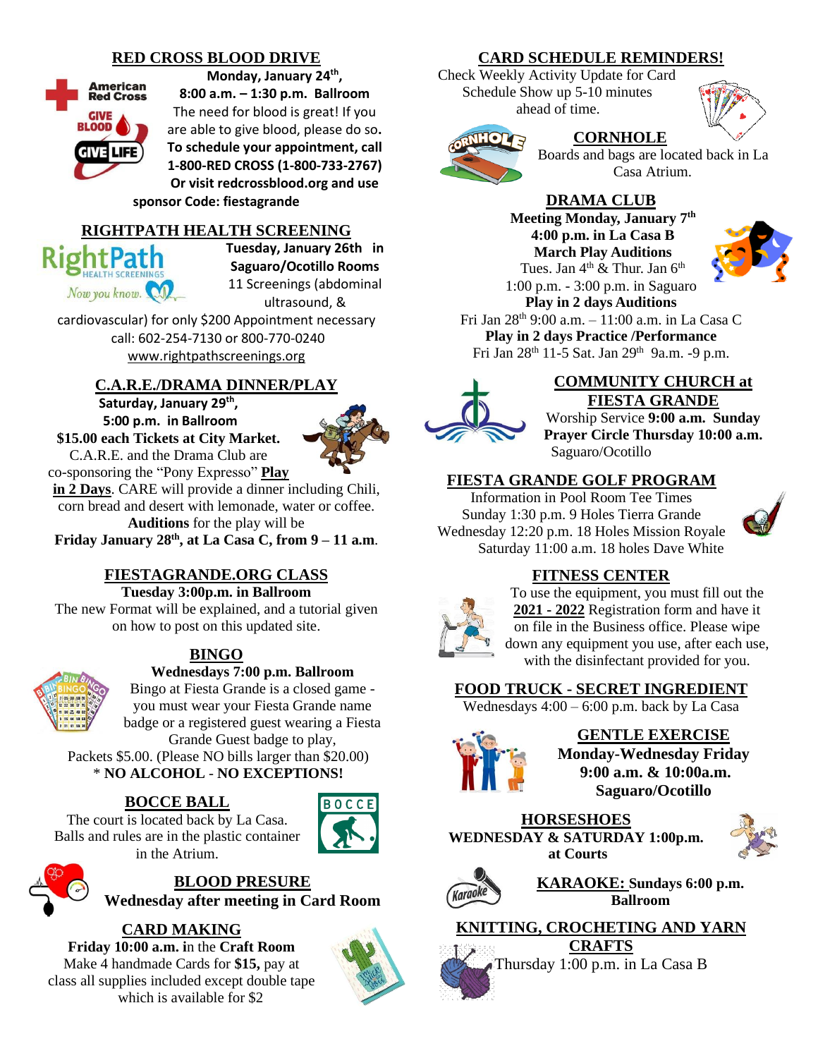## RED CROSS BLOOD DRIVE

**Monday, January 24th,**
**8:00 a.m. – 1:30 p.m. Ballroom**
The need for blood is great! If you are able to give blood, please do so.
**To schedule your appointment, call 1-800-RED CROSS (1-800-733-2767)**
**Or visit redcrossblood.org and use sponsor Code: fiestagrande**

## RIGHTPATH HEALTH SCREENING

**Tuesday, January 26th in Saguaro/Ocotillo Rooms**
11 Screenings (abdominal ultrasound, & cardiovascular) for only $200 Appointment necessary call: 602-254-7130 or 800-770-0240
www.rightpathscreenings.org

## C.A.R.E./DRAMA DINNER/PLAY

**Saturday, January 29th,**
**5:00 p.m. in Ballroom**
**$15.00 each Tickets at City Market.**
C.A.R.E. and the Drama Club are co-sponsoring the "Pony Expresso" **Play in 2 Days**. CARE will provide a dinner including Chili, corn bread and desert with lemonade, water or coffee.
**Auditions** for the play will be
**Friday January 28th, at La Casa C, from 9 – 11 a.m.**

## FIESTAGRANDE.ORG CLASS

**Tuesday 3:00p.m. in Ballroom**
The new Format will be explained, and a tutorial given on how to post on this updated site.

## BINGO

**Wednesdays 7:00 p.m. Ballroom**
Bingo at Fiesta Grande is a closed game - you must wear your Fiesta Grande name badge or a registered guest wearing a Fiesta Grande Guest badge to play,
Packets $5.00. (Please NO bills larger than $20.00)
* **NO ALCOHOL - NO EXCEPTIONS!**

## BOCCE BALL

The court is located back by La Casa. Balls and rules are in the plastic container in the Atrium.

## BLOOD PRESURE

**Wednesday after meeting in Card Room**

## CARD MAKING

**Friday 10:00 a.m.** in the **Craft Room**
Make 4 handmade Cards for **$15,** pay at class all supplies included except double tape which is available for $2

## CARD SCHEDULE REMINDERS!

Check Weekly Activity Update for Card Schedule Show up 5-10 minutes ahead of time.

## CORNHOLE

Boards and bags are located back in La Casa Atrium.

## DRAMA CLUB

**Meeting Monday, January 7th**
**4:00 p.m. in La Casa B**
**March Play Auditions**
Tues. Jan 4th & Thur. Jan 6th
1:00 p.m. - 3:00 p.m. in Saguaro
**Play in 2 days Auditions**
Fri Jan 28th 9:00 a.m. – 11:00 a.m. in La Casa C
**Play in 2 days Practice /Performance**
Fri Jan 28th 11-5 Sat. Jan 29th 9a.m. -9 p.m.

## COMMUNITY CHURCH at FIESTA GRANDE

Worship Service **9:00 a.m. Sunday**
**Prayer Circle Thursday 10:00 a.m.**
Saguaro/Ocotillo

## FIESTA GRANDE GOLF PROGRAM

Information in Pool Room Tee Times
Sunday 1:30 p.m. 9 Holes Tierra Grande
Wednesday 12:20 p.m. 18 Holes Mission Royale
Saturday 11:00 a.m. 18 holes Dave White

## FITNESS CENTER

To use the equipment, you must fill out the **2021 - 2022** Registration form and have it on file in the Business office. Please wipe down any equipment you use, after each use, with the disinfectant provided for you.

## FOOD TRUCK - SECRET INGREDIENT

Wednesdays 4:00 – 6:00 p.m. back by La Casa

## GENTLE EXERCISE

**Monday-Wednesday Friday**
**9:00 a.m. & 10:00a.m.**
**Saguaro/Ocotillo**

## HORSESHOES

**WEDNESDAY & SATURDAY 1:00p.m. at Courts**

## KARAOKE: Sundays 6:00 p.m.

**Ballroom**

## KNITTING, CROCHETING AND YARN CRAFTS

Thursday 1:00 p.m. in La Casa B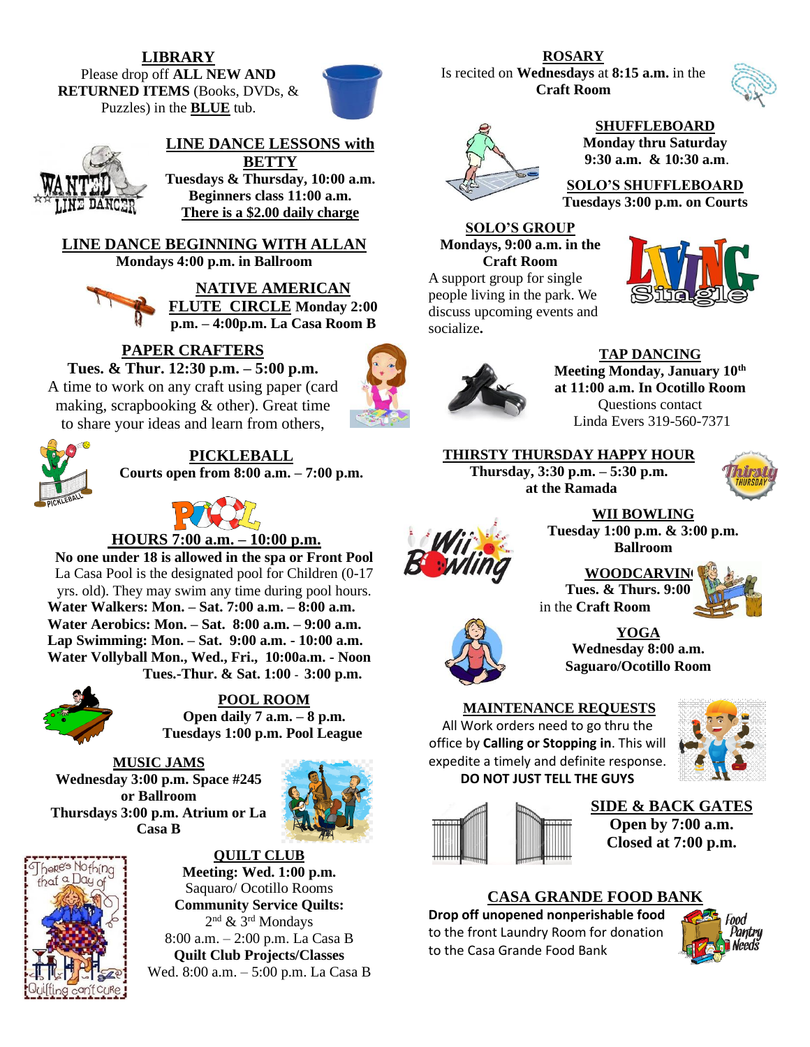## LIBRARY

Please drop off **ALL NEW AND RETURNED ITEMS** (Books, DVDs, & Puzzles) in the **BLUE** tub.

## LINE DANCE LESSONS with BETTY

**Tuesdays & Thursday, 10:00 a.m.**
**Beginners class 11:00 a.m.**
**There is a $2.00 daily charge**

## LINE DANCE BEGINNING WITH ALLAN

**Mondays 4:00 p.m. in Ballroom**

## NATIVE AMERICAN FLUTE CIRCLE

**Monday 2:00 p.m. – 4:00p.m. La Casa Room B**

## PAPER CRAFTERS

**Tues. & Thur. 12:30 p.m. – 5:00 p.m.**

A time to work on any craft using paper (card making, scrapbooking & other). Great time to share your ideas and learn from others,

## PICKLEBALL

**Courts open from 8:00 a.m. – 7:00 p.m.**

## POOL

## HOURS 7:00 a.m. – 10:00 p.m.

**No one under 18 is allowed in the spa or Front Pool**

La Casa Pool is the designated pool for Children (0-17 yrs. old). They may swim any time during pool hours.

**Water Walkers: Mon. – Sat. 7:00 a.m. – 8:00 a.m.**
**Water Aerobics: Mon. – Sat. 8:00 a.m. – 9:00 a.m.**
**Lap Swimming: Mon. – Sat. 9:00 a.m. - 10:00 a.m.**
**Water Vollyball Mon., Wed., Fri., 10:00a.m. - Noon**
**Tues.-Thur. & Sat. 1:00 - 3:00 p.m.**

## POOL ROOM

**Open daily 7 a.m. – 8 p.m.**
**Tuesdays 1:00 p.m. Pool League**

## MUSIC JAMS

**Wednesday 3:00 p.m. Space #245 or Ballroom**
**Thursdays 3:00 p.m. Atrium or La Casa B**

## QUILT CLUB

**Meeting: Wed. 1:00 p.m.**
Saquaro/ Ocotillo Rooms
**Community Service Quilts:**
2nd & 3rd Mondays
8:00 a.m. – 2:00 p.m. La Casa B
**Quilt Club Projects/Classes**
Wed. 8:00 a.m. – 5:00 p.m. La Casa B

## ROSARY

Is recited on **Wednesdays** at **8:15 a.m.** in the **Craft Room**

## SHUFFLEBOARD

**Monday thru Saturday**
**9:30 a.m. & 10:30 a.m.**

## SOLO'S SHUFFLEBOARD

**Tuesdays 3:00 p.m. on Courts**

## SOLO'S GROUP

**Mondays, 9:00 a.m. in the Craft Room**

A support group for single people living in the park. We discuss upcoming events and socialize**.**

## TAP DANCING

**Meeting Monday, January 10th at 11:00 a.m. In Ocotillo Room**

Questions contact
Linda Evers 319-560-7371

## THIRSTY THURSDAY HAPPY HOUR

**Thursday, 3:30 p.m. – 5:30 p.m.**
**at the Ramada**

## WII BOWLING

**Tuesday 1:00 p.m. & 3:00 p.m.**
**Ballroom**

## WOODCARVING

**Tues. & Thurs. 9:00** in the **Craft Room**

## YOGA

**Wednesday 8:00 a.m.**
**Saguaro/Ocotillo Room**

## MAINTENANCE REQUESTS

All Work orders need to go thru the office by **Calling or Stopping in**. This will expedite a timely and definite response.
**DO NOT JUST TELL THE GUYS**

## SIDE & BACK GATES

**Open by 7:00 a.m.**
**Closed at 7:00 p.m.**

## CASA GRANDE FOOD BANK

**Drop off unopened nonperishable food** to the front Laundry Room for donation to the Casa Grande Food Bank